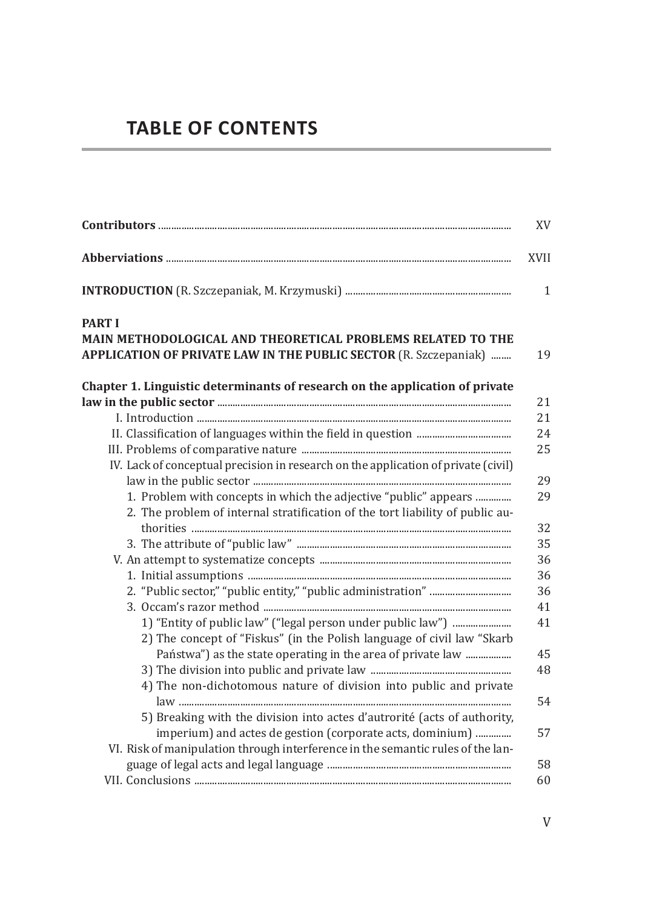# TABLE OF CONTENTS

| | |
|---|---|
| **Contributors** | XV |
| **Abberviations** | XVII |
| **INTRODUCTION** (R. Szczepaniak, M. Krzymuski) | 1 |
| **PART I** **MAIN METHODOLOGICAL AND THEORETICAL PROBLEMS RELATED TO THE APPLICATION OF PRIVATE LAW IN THE PUBLIC SECTOR** (R. Szczepaniak) | 19 |
| **Chapter 1. Linguistic determinants of research on the application of private law in the public sector** | 21 |
| I. Introduction | 21 |
| II. Classification of languages within the field in question | 24 |
| III. Problems of comparative nature | 25 |
| IV. Lack of conceptual precision in research on the application of private (civil) law in the public sector | 29 |
| 1. Problem with concepts in which the adjective "public" appears | 29 |
| 2. The problem of internal stratification of the tort liability of public authorities | 32 |
| 3. The attribute of "public law" | 35 |
| V. An attempt to systematize concepts | 36 |
| 1. Initial assumptions | 36 |
| 2. "Public sector," "public entity," "public administration" | 36 |
| 3. Occam's razor method | 41 |
| 1) "Entity of public law" ("legal person under public law") | 41 |
| 2) The concept of "Fiskus" (in the Polish language of civil law "Skarb Państwa") as the state operating in the area of private law | 45 |
| 3) The division into public and private law | 48 |
| 4) The non-dichotomous nature of division into public and private law | 54 |
| 5) Breaking with the division into actes d'autrorité (acts of authority, imperium) and actes de gestion (corporate acts, dominium) | 57 |
| VI. Risk of manipulation through interference in the semantic rules of the language of legal acts and legal language | 58 |
| VII. Conclusions | 60 |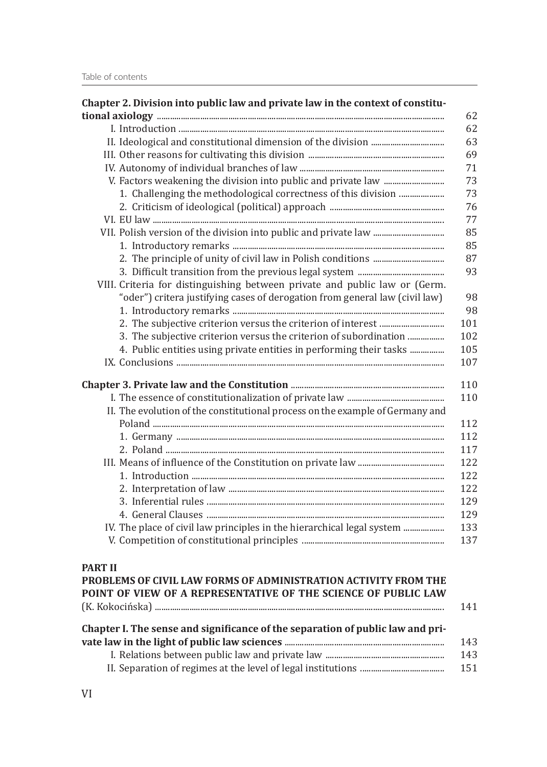**Chapter 2. Division into public law and private law in the context of constitutional axiology** ... 62

I. Introduction ... 62
II. Ideological and constitutional dimension of the division ... 63
III. Other reasons for cultivating this division ... 69
IV. Autonomy of individual branches of law ... 71
V. Factors weakening the division into public and private law ... 73
  1. Challenging the methodological correctness of this division ... 73
  2. Criticism of ideological (political) approach ... 76
VI. EU law ... 77
VII. Polish version of the division into public and private law ... 85
  1. Introductory remarks ... 85
  2. The principle of unity of civil law in Polish conditions ... 87
  3. Difficult transition from the previous legal system ... 93
VIII. Criteria for distinguishing between private and public law or (Germ. "oder") critera justifying cases of derogation from general law (civil law) ... 98
  1. Introductory remarks ... 98
  2. The subjective criterion versus the criterion of interest ... 101
  3. The subjective criterion versus the criterion of subordination ... 102
  4. Public entities using private entities in performing their tasks ... 105
IX. Conclusions ... 107

**Chapter 3. Private law and the Constitution** ... 110

I. The essence of constitutionalization of private law ... 110
II. The evolution of the constitutional process on the example of Germany and Poland ... 112
  1. Germany ... 112
  2. Poland ... 117
III. Means of influence of the Constitution on private law ... 122
  1. Introduction ... 122
  2. Interpretation of law ... 122
  3. Inferential rules ... 129
  4. General Clauses ... 129
IV. The place of civil law principles in the hierarchical legal system ... 133
V. Competition of constitutional principles ... 137

**PART II**
**PROBLEMS OF CIVIL LAW FORMS OF ADMINISTRATION ACTIVITY FROM THE POINT OF VIEW OF A REPRESENTATIVE OF THE SCIENCE OF PUBLIC LAW**
(K. Kokocińska) ... 141

**Chapter I. The sense and significance of the separation of public law and private law in the light of public law sciences** ... 143

I. Relations between public law and private law ... 143
II. Separation of regimes at the level of legal institutions ... 151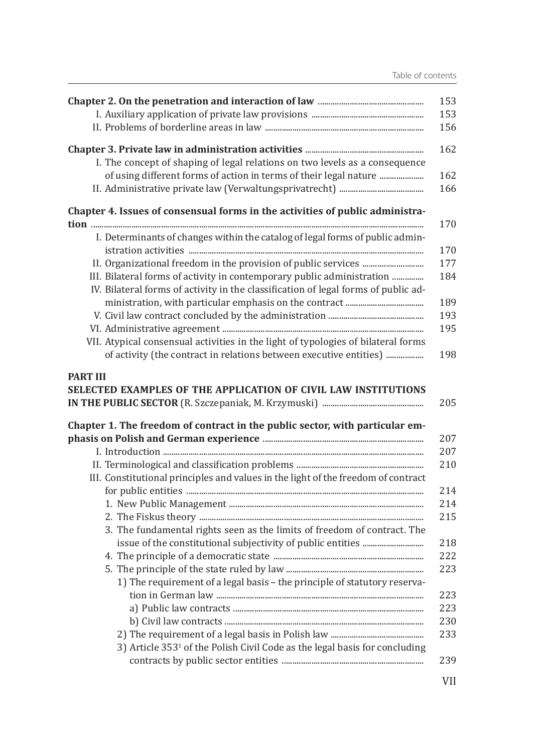| | |
|---|---|
| **Chapter 2. On the penetration and interaction of law** | 153 |
| I. Auxiliary application of private law provisions | 153 |
| II. Problems of borderline areas in law | 156 |
| **Chapter 3. Private law in administration activities** | 162 |
| I. The concept of shaping of legal relations on two levels as a consequence of using different forms of action in terms of their legal nature | 162 |
| II. Administrative private law (Verwaltungsprivatrecht) | 166 |
| **Chapter 4. Issues of consensual forms in the activities of public administration** | 170 |
| I. Determinants of changes within the catalog of legal forms of public administration activities | 170 |
| II. Organizational freedom in the provision of public services | 177 |
| III. Bilateral forms of activity in contemporary public administration | 184 |
| IV. Bilateral forms of activity in the classification of legal forms of public administration, with particular emphasis on the contract | 189 |
| V. Civil law contract concluded by the administration | 193 |
| VI. Administrative agreement | 195 |
| VII. Atypical consensual activities in the light of typologies of bilateral forms of activity (the contract in relations between executive entities) | 198 |
| **PART III** | |
| **SELECTED EXAMPLES OF THE APPLICATION OF CIVIL LAW INSTITUTIONS IN THE PUBLIC SECTOR** (R. Szczepaniak, M. Krzymuski) | 205 |
| **Chapter 1. The freedom of contract in the public sector, with particular emphasis on Polish and German experience** | 207 |
| I. Introduction | 207 |
| II. Terminological and classification problems | 210 |
| III. Constitutional principles and values in the light of the freedom of contract for public entities | 214 |
| 1. New Public Management | 214 |
| 2. The Fiskus theory | 215 |
| 3. The fundamental rights seen as the limits of freedom of contract. The issue of the constitutional subjectivity of public entities | 218 |
| 4. The principle of a democratic state | 222 |
| 5. The principle of the state ruled by law | 223 |
| 1) The requirement of a legal basis – the principle of statutory reservation in German law | 223 |
| a) Public law contracts | 223 |
| b) Civil law contracts | 230 |
| 2) The requirement of a legal basis in Polish law | 233 |
| 3) Article 353[1] of the Polish Civil Code as the legal basis for concluding contracts by public sector entities | 239 |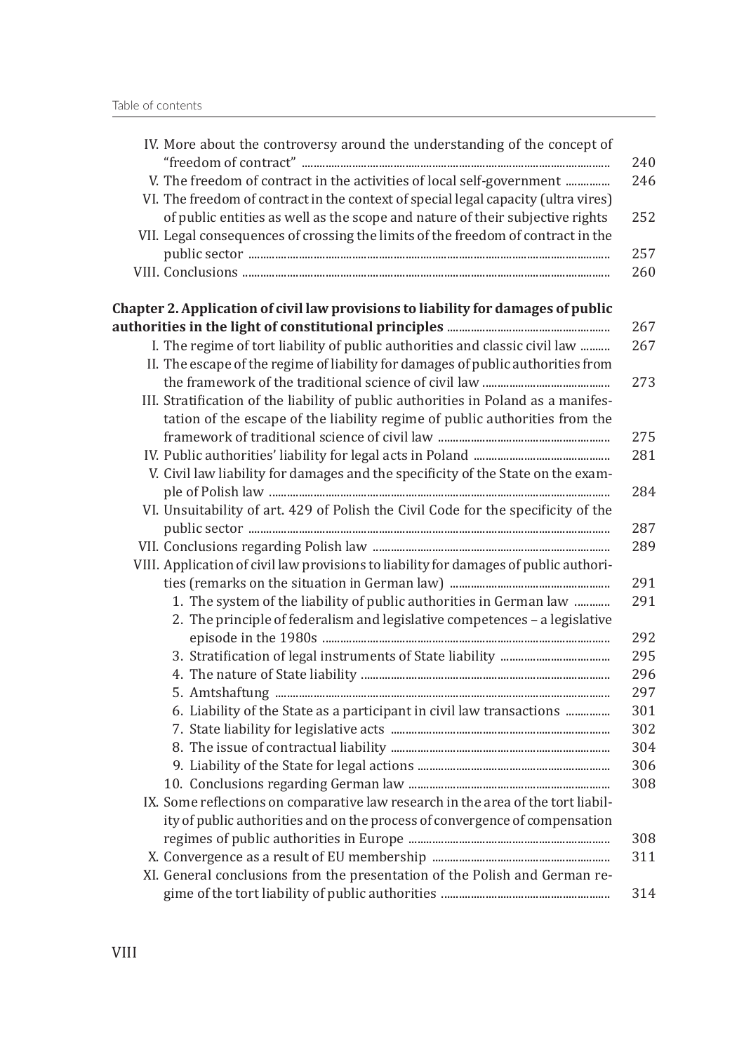IV. More about the controversy around the understanding of the concept of "freedom of contract" ... 240
V. The freedom of contract in the activities of local self-government ... 246
VI. The freedom of contract in the context of special legal capacity (ultra vires) of public entities as well as the scope and nature of their subjective rights 252
VII. Legal consequences of crossing the limits of the freedom of contract in the public sector ... 257
VIII. Conclusions ... 260

**Chapter 2. Application of civil law provisions to liability for damages of public authorities in the light of constitutional principles** ... 267

I. The regime of tort liability of public authorities and classic civil law ... 267
II. The escape of the regime of liability for damages of public authorities from the framework of the traditional science of civil law ... 273
III. Stratification of the liability of public authorities in Poland as a manifestation of the escape of the liability regime of public authorities from the framework of traditional science of civil law ... 275
IV. Public authorities' liability for legal acts in Poland ... 281
V. Civil law liability for damages and the specificity of the State on the example of Polish law ... 284
VI. Unsuitability of art. 429 of Polish the Civil Code for the specificity of the public sector ... 287
VII. Conclusions regarding Polish law ... 289
VIII. Application of civil law provisions to liability for damages of public authorities (remarks on the situation in German law) ... 291
1. The system of the liability of public authorities in German law ... 291
2. The principle of federalism and legislative competences – a legislative episode in the 1980s ... 292
3. Stratification of legal instruments of State liability ... 295
4. The nature of State liability ... 296
5. Amtshaftung ... 297
6. Liability of the State as a participant in civil law transactions ... 301
7. State liability for legislative acts ... 302
8. The issue of contractual liability ... 304
9. Liability of the State for legal actions ... 306
10. Conclusions regarding German law ... 308
IX. Some reflections on comparative law research in the area of the tort liability of public authorities and on the process of convergence of compensation regimes of public authorities in Europe ... 308
X. Convergence as a result of EU membership ... 311
XI. General conclusions from the presentation of the Polish and German regime of the tort liability of public authorities ... 314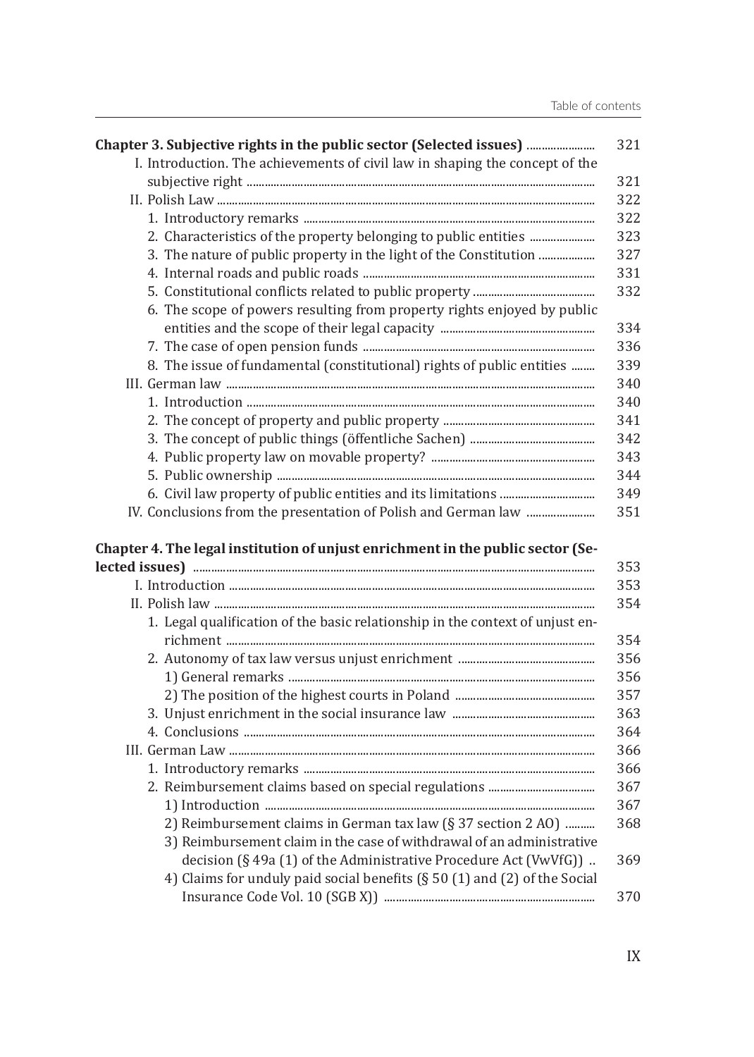**Chapter 3. Subjective rights in the public sector (Selected issues)** ... 321

I. Introduction. The achievements of civil law in shaping the concept of the subjective right ... 321

II. Polish Law ... 322

1. Introductory remarks ... 322
2. Characteristics of the property belonging to public entities ... 323
3. The nature of public property in the light of the Constitution ... 327
4. Internal roads and public roads ... 331
5. Constitutional conflicts related to public property ... 332
6. The scope of powers resulting from property rights enjoyed by public entities and the scope of their legal capacity ... 334
7. The case of open pension funds ... 336
8. The issue of fundamental (constitutional) rights of public entities ... 339

III. German law ... 340

1. Introduction ... 340
2. The concept of property and public property ... 341
3. The concept of public things (öffentliche Sachen) ... 342
4. Public property law on movable property? ... 343
5. Public ownership ... 344
6. Civil law property of public entities and its limitations ... 349

IV. Conclusions from the presentation of Polish and German law ... 351

**Chapter 4. The legal institution of unjust enrichment in the public sector (Selected issues)** ... 353

I. Introduction ... 353

II. Polish law ... 354

1. Legal qualification of the basic relationship in the context of unjust enrichment ... 354
2. Autonomy of tax law versus unjust enrichment ... 356
   1) General remarks ... 356
   2) The position of the highest courts in Poland ... 357
3. Unjust enrichment in the social insurance law ... 363
4. Conclusions ... 364

III. German Law ... 366

1. Introductory remarks ... 366
2. Reimbursement claims based on special regulations ... 367
   1) Introduction ... 367
   2) Reimbursement claims in German tax law (§ 37 section 2 AO) ... 368
   3) Reimbursement claim in the case of withdrawal of an administrative decision (§ 49a (1) of the Administrative Procedure Act (VwVfG)) ... 369
   4) Claims for unduly paid social benefits (§ 50 (1) and (2) of the Social Insurance Code Vol. 10 (SGB X)) ... 370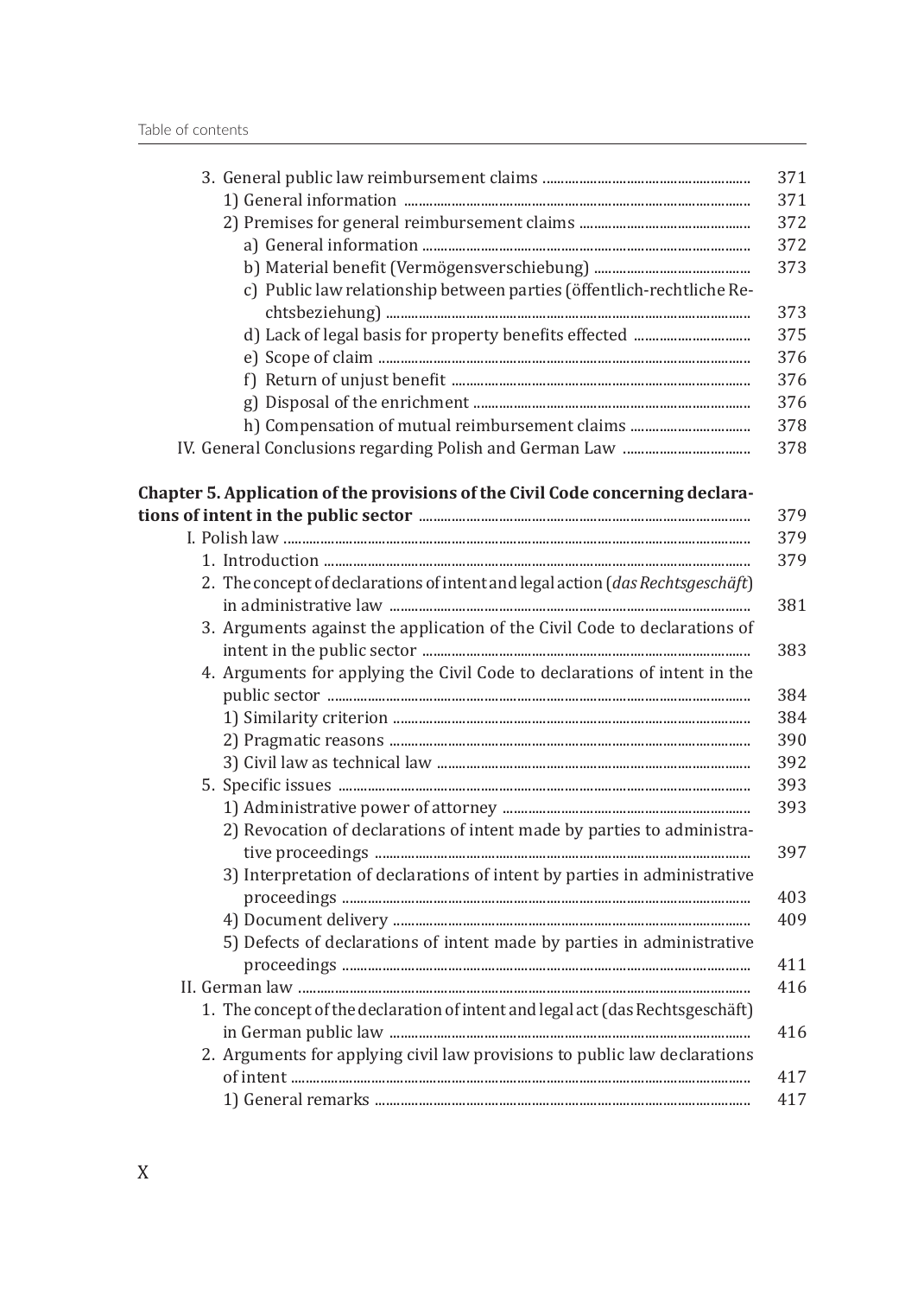3. General public law reimbursement claims ... 371
   1) General information ... 371
   2) Premises for general reimbursement claims ... 372
      a) General information ... 372
      b) Material benefit (Vermögensverschiebung) ... 373
      c) Public law relationship between parties (öffentlich-rechtliche Rechtsbeziehung) ... 373
      d) Lack of legal basis for property benefits effected ... 375
      e) Scope of claim ... 376
      f) Return of unjust benefit ... 376
      g) Disposal of the enrichment ... 376
      h) Compensation of mutual reimbursement claims ... 378

IV. General Conclusions regarding Polish and German Law ... 378

**Chapter 5. Application of the provisions of the Civil Code concerning declarations of intent in the public sector** ... 379

I. Polish law ... 379
1. Introduction ... 379
2. The concept of declarations of intent and legal action (*das Rechtsgeschäft*) in administrative law ... 381
3. Arguments against the application of the Civil Code to declarations of intent in the public sector ... 383
4. Arguments for applying the Civil Code to declarations of intent in the public sector ... 384
   1) Similarity criterion ... 384
   2) Pragmatic reasons ... 390
   3) Civil law as technical law ... 392
5. Specific issues ... 393
   1) Administrative power of attorney ... 393
   2) Revocation of declarations of intent made by parties to administrative proceedings ... 397
   3) Interpretation of declarations of intent by parties in administrative proceedings ... 403
   4) Document delivery ... 409
   5) Defects of declarations of intent made by parties in administrative proceedings ... 411

II. German law ... 416
1. The concept of the declaration of intent and legal act (das Rechtsgeschäft) in German public law ... 416
2. Arguments for applying civil law provisions to public law declarations of intent ... 417
   1) General remarks ... 417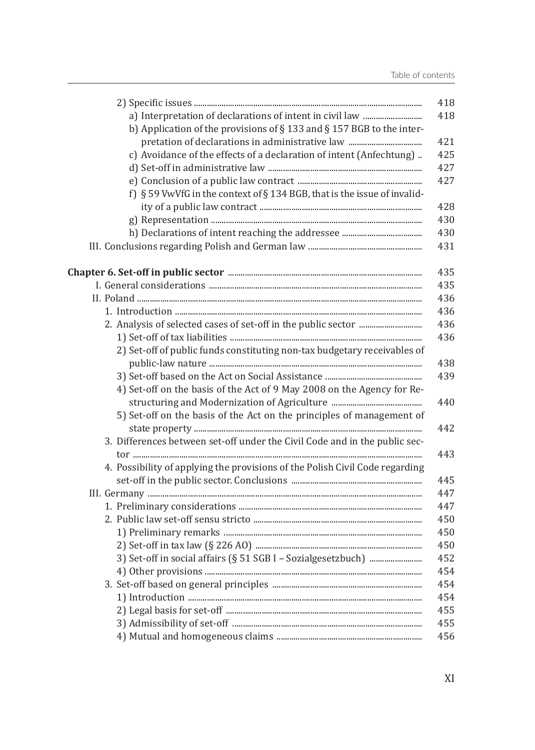2) Specific issues ... 418

a) Interpretation of declarations of intent in civil law ... 418

b) Application of the provisions of § 133 and § 157 BGB to the interpretation of declarations in administrative law ... 421

c) Avoidance of the effects of a declaration of intent (Anfechtung) ... 425

d) Set-off in administrative law ... 427

e) Conclusion of a public law contract ... 427

f) § 59 VwVfG in the context of § 134 BGB, that is the issue of invalidity of a public law contract ... 428

g) Representation ... 430

h) Declarations of intent reaching the addressee ... 430

III. Conclusions regarding Polish and German law ... 431

**Chapter 6. Set-off in public sector** ... 435

I. General considerations ... 435

II. Poland ... 436

1. Introduction ... 436

2. Analysis of selected cases of set-off in the public sector ... 436

1) Set-off of tax liabilities ... 436

2) Set-off of public funds constituting non-tax budgetary receivables of public-law nature ... 438

3) Set-off based on the Act on Social Assistance ... 439

4) Set-off on the basis of the Act of 9 May 2008 on the Agency for Restructuring and Modernization of Agriculture ... 440

5) Set-off on the basis of the Act on the principles of management of state property ... 442

3. Differences between set-off under the Civil Code and in the public sector ... 443

4. Possibility of applying the provisions of the Polish Civil Code regarding set-off in the public sector. Conclusions ... 445

III. Germany ... 447

1. Preliminary considerations ... 447

2. Public law set-off sensu stricto ... 450

1) Preliminary remarks ... 450

2) Set-off in tax law (§ 226 AO) ... 450

3) Set-off in social affairs (§ 51 SGB I – Sozialgesetzbuch) ... 452

4) Other provisions ... 454

3. Set-off based on general principles ... 454

1) Introduction ... 454

2) Legal basis for set-off ... 455

3) Admissibility of set-off ... 455

4) Mutual and homogeneous claims ... 456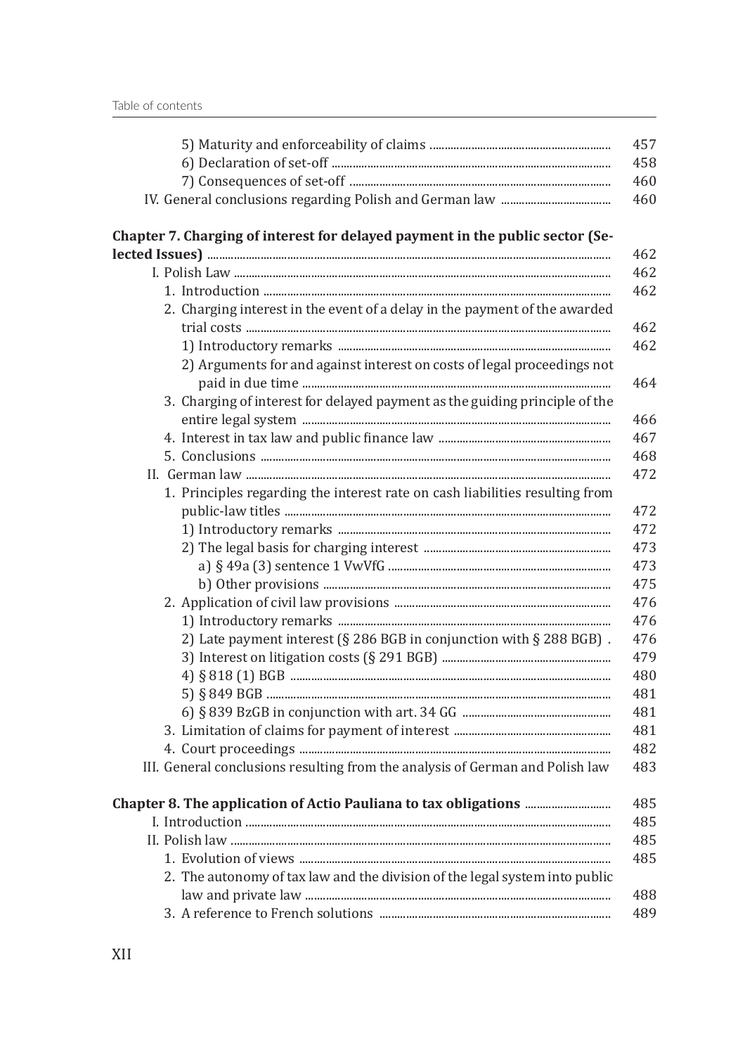5) Maturity and enforceability of claims ..... 457
6) Declaration of set-off ..... 458
7) Consequences of set-off ..... 460
IV. General conclusions regarding Polish and German law ..... 460

**Chapter 7. Charging of interest for delayed payment in the public sector (Selected Issues)** ..... 462
I. Polish Law ..... 462
1. Introduction ..... 462
2. Charging interest in the event of a delay in the payment of the awarded trial costs ..... 462
1) Introductory remarks ..... 462
2) Arguments for and against interest on costs of legal proceedings not paid in due time ..... 464
3. Charging of interest for delayed payment as the guiding principle of the entire legal system ..... 466
4. Interest in tax law and public finance law ..... 467
5. Conclusions ..... 468
II. German law ..... 472
1. Principles regarding the interest rate on cash liabilities resulting from public-law titles ..... 472
1) Introductory remarks ..... 472
2) The legal basis for charging interest ..... 473
a) § 49a (3) sentence 1 VwVfG ..... 473
b) Other provisions ..... 475
2. Application of civil law provisions ..... 476
1) Introductory remarks ..... 476
2) Late payment interest (§ 286 BGB in conjunction with § 288 BGB) . 476
3) Interest on litigation costs (§ 291 BGB) ..... 479
4) § 818 (1) BGB ..... 480
5) § 849 BGB ..... 481
6) § 839 BzGB in conjunction with art. 34 GG ..... 481
3. Limitation of claims for payment of interest ..... 481
4. Court proceedings ..... 482
III. General conclusions resulting from the analysis of German and Polish law 483

**Chapter 8. The application of Actio Pauliana to tax obligations** ..... 485
I. Introduction ..... 485
II. Polish law ..... 485
1. Evolution of views ..... 485
2. The autonomy of tax law and the division of the legal system into public law and private law ..... 488
3. A reference to French solutions ..... 489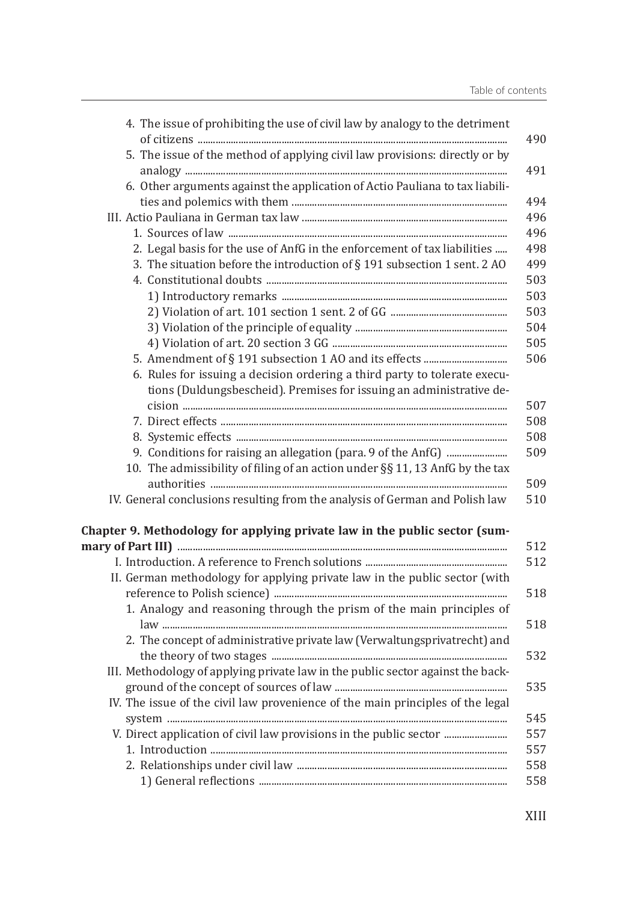4. The issue of prohibiting the use of civil law by analogy to the detriment of citizens ... 490
5. The issue of the method of applying civil law provisions: directly or by analogy ... 491
6. Other arguments against the application of Actio Pauliana to tax liabilities and polemics with them ... 494

III. Actio Pauliana in German tax law ... 496
1. Sources of law ... 496
2. Legal basis for the use of AnfG in the enforcement of tax liabilities ... 498
3. The situation before the introduction of § 191 subsection 1 sent. 2 AO ... 499
4. Constitutional doubts ... 503
1) Introductory remarks ... 503
2) Violation of art. 101 section 1 sent. 2 of GG ... 503
3) Violation of the principle of equality ... 504
4) Violation of art. 20 section 3 GG ... 505
5. Amendment of § 191 subsection 1 AO and its effects ... 506
6. Rules for issuing a decision ordering a third party to tolerate executions (Duldungsbescheid). Premises for issuing an administrative decision ... 507
7. Direct effects ... 508
8. Systemic effects ... 508
9. Conditions for raising an allegation (para. 9 of the AnfG) ... 509
10. The admissibility of filing of an action under §§ 11, 13 AnfG by the tax authorities ... 509

IV. General conclusions resulting from the analysis of German and Polish law ... 510

**Chapter 9. Methodology for applying private law in the public sector (summary of Part III)** ... 512

I. Introduction. A reference to French solutions ... 512

II. German methodology for applying private law in the public sector (with reference to Polish science) ... 518
1. Analogy and reasoning through the prism of the main principles of law ... 518
2. The concept of administrative private law (Verwaltungsprivatrecht) and the theory of two stages ... 532

III. Methodology of applying private law in the public sector against the background of the concept of sources of law ... 535

IV. The issue of the civil law provenience of the main principles of the legal system ... 545

V. Direct application of civil law provisions in the public sector ... 557
1. Introduction ... 557
2. Relationships under civil law ... 558
1) General reflections ... 558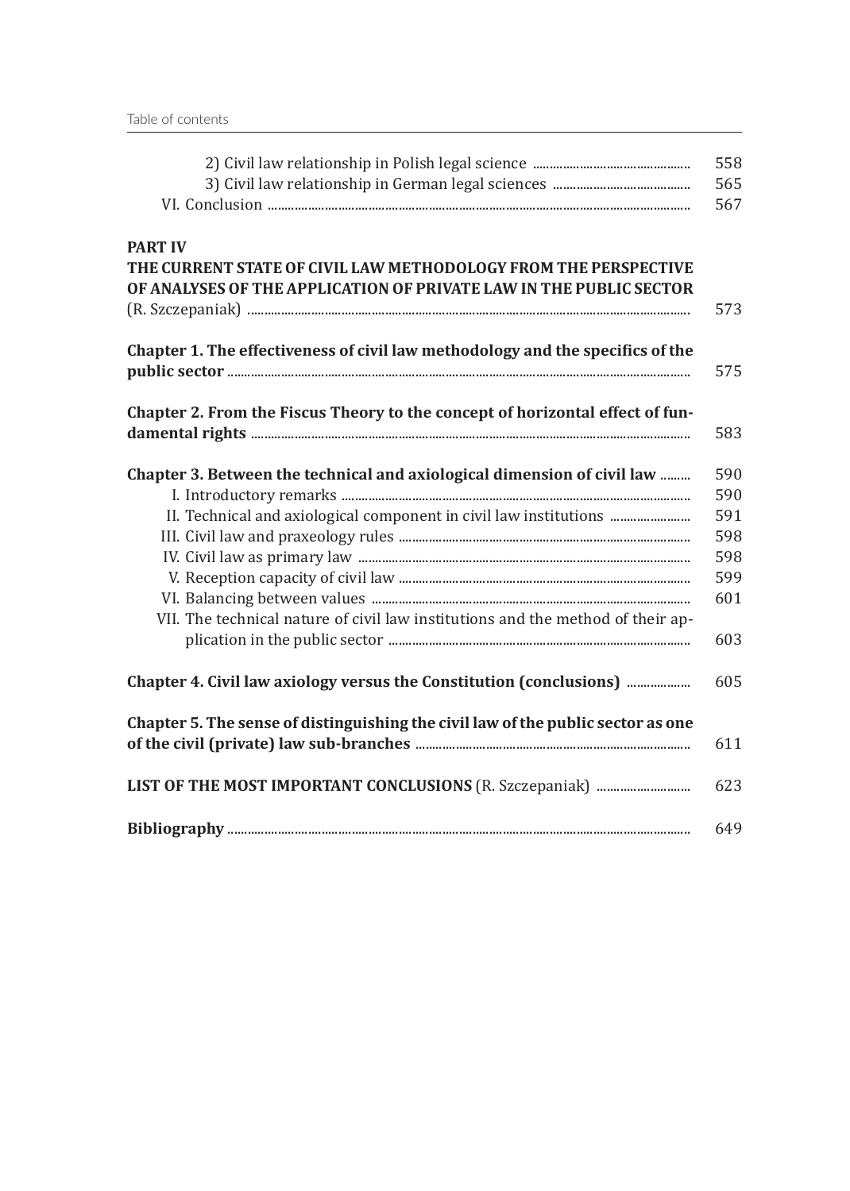2) Civil law relationship in Polish legal science ........ 558
3) Civil law relationship in German legal sciences ........ 565
VI. Conclusion ........ 567

**PART IV**
**THE CURRENT STATE OF CIVIL LAW METHODOLOGY FROM THE PERSPECTIVE OF ANALYSES OF THE APPLICATION OF PRIVATE LAW IN THE PUBLIC SECTOR**
(R. Szczepaniak) ........ 573

**Chapter 1. The effectiveness of civil law methodology and the specifics of the public sector** ........ 575

**Chapter 2. From the Fiscus Theory to the concept of horizontal effect of fundamental rights** ........ 583

**Chapter 3. Between the technical and axiological dimension of civil law** ........ 590
I. Introductory remarks ........ 590
II. Technical and axiological component in civil law institutions ........ 591
III. Civil law and praxeology rules ........ 598
IV. Civil law as primary law ........ 598
V. Reception capacity of civil law ........ 599
VI. Balancing between values ........ 601
VII. The technical nature of civil law institutions and the method of their application in the public sector ........ 603

**Chapter 4. Civil law axiology versus the Constitution (conclusions)** ........ 605

**Chapter 5. The sense of distinguishing the civil law of the public sector as one of the civil (private) law sub-branches** ........ 611

**LIST OF THE MOST IMPORTANT CONCLUSIONS** (R. Szczepaniak) ........ 623

**Bibliography** ........ 649